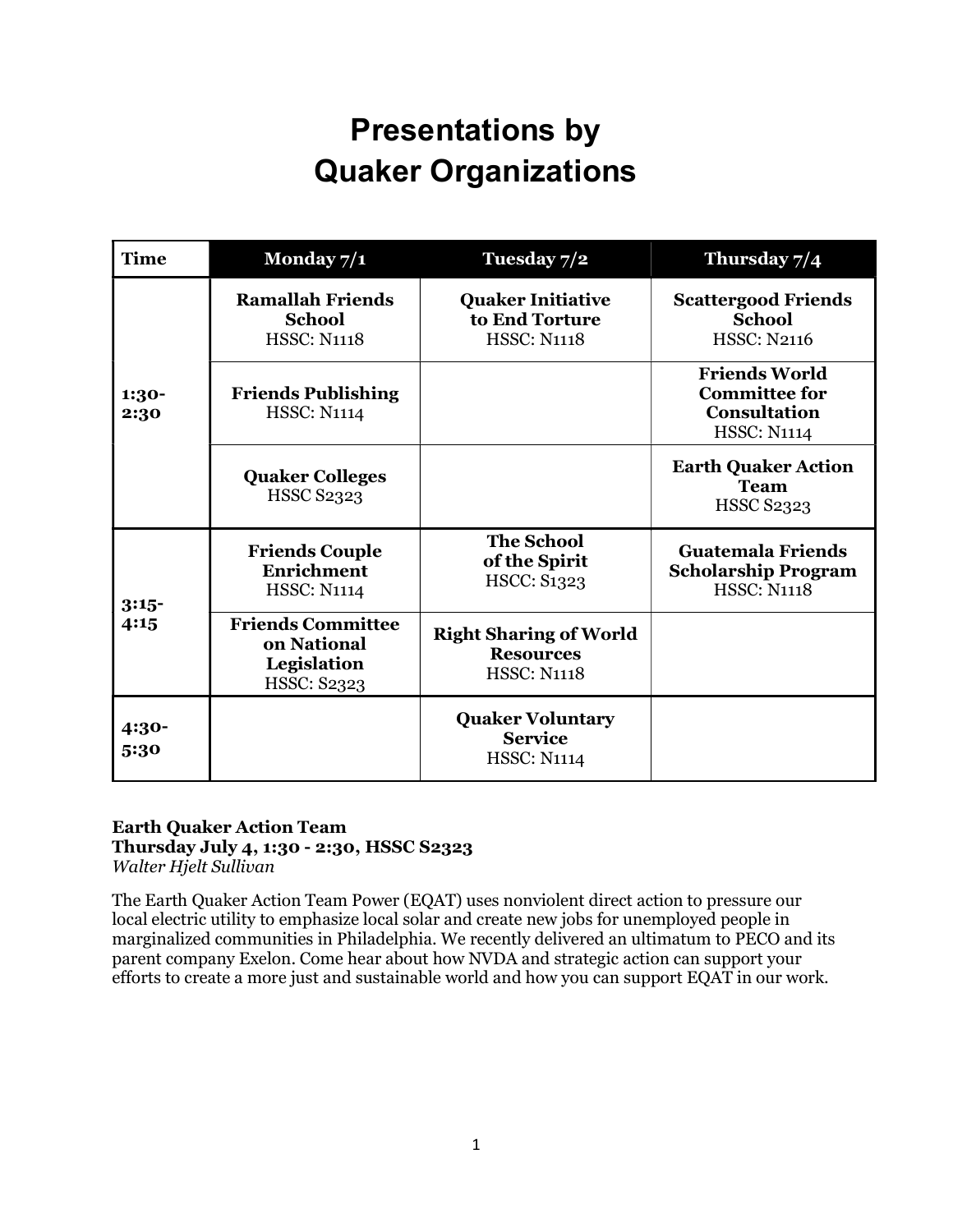# Presentations by Quaker Organizations

| Time | Monday 7/1 | Tuesday 7/2 | Thursday 7/4 |
| --- | --- | --- | --- |
| 1:30-2:30 | **Ramallah Friends School** HSSC: N1118 | **Quaker Initiative to End Torture** HSSC: N1118 | **Scattergood Friends School** HSSC: N2116 |
| | **Friends Publishing** HSSC: N1114 | | **Friends World Committee for Consultation** HSSC: N1114 |
| | **Quaker Colleges** HSSC S2323 | | **Earth Quaker Action Team** HSSC S2323 |
| 3:15-4:15 | **Friends Couple Enrichment** HSSC: N1114 | **The School of the Spirit** HSCC: S1323 | **Guatemala Friends Scholarship Program** HSSC: N1118 |
| | **Friends Committee on National Legislation** HSSC: S2323 | **Right Sharing of World Resources** HSSC: N1118 | |
| 4:30-5:30 | | **Quaker Voluntary Service** HSSC: N1114 | |

**Earth Quaker Action Team**
**Thursday July 4, 1:30 - 2:30, HSSC S2323**
*Walter Hjelt Sullivan*

The Earth Quaker Action Team Power (EQAT) uses nonviolent direct action to pressure our local electric utility to emphasize local solar and create new jobs for unemployed people in marginalized communities in Philadelphia. We recently delivered an ultimatum to PECO and its parent company Exelon. Come hear about how NVDA and strategic action can support your efforts to create a more just and sustainable world and how you can support EQAT in our work.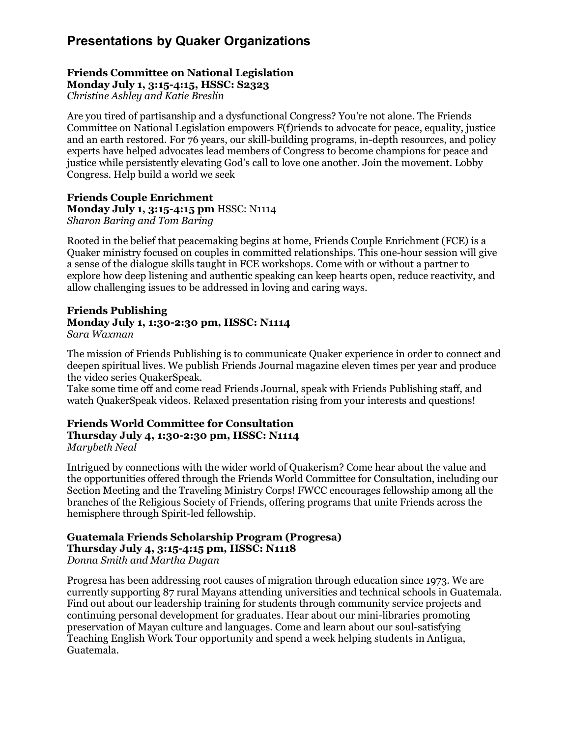# Presentations by Quaker Organizations

**Friends Committee on National Legislation**
**Monday July 1, 3:15-4:15, HSSC: S2323**
*Christine Ashley and Katie Breslin*

Are you tired of partisanship and a dysfunctional Congress? You're not alone. The Friends Committee on National Legislation empowers F(f)riends to advocate for peace, equality, justice and an earth restored. For 76 years, our skill-building programs, in-depth resources, and policy experts have helped advocates lead members of Congress to become champions for peace and justice while persistently elevating God's call to love one another. Join the movement. Lobby Congress. Help build a world we seek

**Friends Couple Enrichment**
**Monday July 1, 3:15-4:15 pm** HSSC: N1114
*Sharon Baring and Tom Baring*

Rooted in the belief that peacemaking begins at home, Friends Couple Enrichment (FCE) is a Quaker ministry focused on couples in committed relationships. This one-hour session will give a sense of the dialogue skills taught in FCE workshops. Come with or without a partner to explore how deep listening and authentic speaking can keep hearts open, reduce reactivity, and allow challenging issues to be addressed in loving and caring ways.

**Friends Publishing**
**Monday July 1, 1:30-2:30 pm, HSSC: N1114**
*Sara Waxman*

The mission of Friends Publishing is to communicate Quaker experience in order to connect and deepen spiritual lives. We publish Friends Journal magazine eleven times per year and produce the video series QuakerSpeak.
Take some time off and come read Friends Journal, speak with Friends Publishing staff, and watch QuakerSpeak videos. Relaxed presentation rising from your interests and questions!

**Friends World Committee for Consultation**
**Thursday July 4, 1:30-2:30 pm, HSSC: N1114**
*Marybeth Neal*

Intrigued by connections with the wider world of Quakerism? Come hear about the value and the opportunities offered through the Friends World Committee for Consultation, including our Section Meeting and the Traveling Ministry Corps! FWCC encourages fellowship among all the branches of the Religious Society of Friends, offering programs that unite Friends across the hemisphere through Spirit-led fellowship.

**Guatemala Friends Scholarship Program (Progresa)**
**Thursday July 4, 3:15-4:15 pm, HSSC: N1118**
*Donna Smith and Martha Dugan*

Progresa has been addressing root causes of migration through education since 1973. We are currently supporting 87 rural Mayans attending universities and technical schools in Guatemala. Find out about our leadership training for students through community service projects and continuing personal development for graduates. Hear about our mini-libraries promoting preservation of Mayan culture and languages. Come and learn about our soul-satisfying Teaching English Work Tour opportunity and spend a week helping students in Antigua, Guatemala.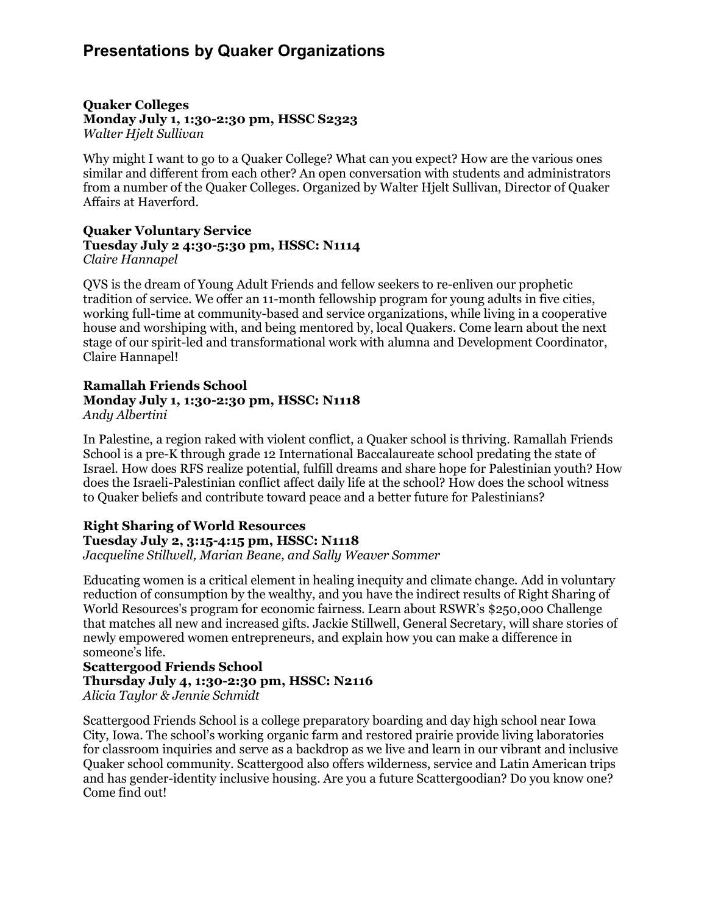# Presentations by Quaker Organizations

**Quaker Colleges**
**Monday July 1, 1:30-2:30 pm, HSSC S2323**
*Walter Hjelt Sullivan*

Why might I want to go to a Quaker College? What can you expect? How are the various ones similar and different from each other? An open conversation with students and administrators from a number of the Quaker Colleges. Organized by Walter Hjelt Sullivan, Director of Quaker Affairs at Haverford.

**Quaker Voluntary Service**
**Tuesday July 2 4:30-5:30 pm, HSSC: N1114**
*Claire Hannapel*

QVS is the dream of Young Adult Friends and fellow seekers to re-enliven our prophetic tradition of service. We offer an 11-month fellowship program for young adults in five cities, working full-time at community-based and service organizations, while living in a cooperative house and worshiping with, and being mentored by, local Quakers. Come learn about the next stage of our spirit-led and transformational work with alumna and Development Coordinator, Claire Hannapel!

**Ramallah Friends School**
**Monday July 1, 1:30-2:30 pm, HSSC: N1118**
*Andy Albertini*

In Palestine, a region raked with violent conflict, a Quaker school is thriving. Ramallah Friends School is a pre-K through grade 12 International Baccalaureate school predating the state of Israel. How does RFS realize potential, fulfill dreams and share hope for Palestinian youth? How does the Israeli-Palestinian conflict affect daily life at the school? How does the school witness to Quaker beliefs and contribute toward peace and a better future for Palestinians?

**Right Sharing of World Resources**
**Tuesday July 2, 3:15-4:15 pm, HSSC: N1118**
*Jacqueline Stillwell, Marian Beane, and Sally Weaver Sommer*

Educating women is a critical element in healing inequity and climate change. Add in voluntary reduction of consumption by the wealthy, and you have the indirect results of Right Sharing of World Resources's program for economic fairness. Learn about RSWR's $250,000 Challenge that matches all new and increased gifts. Jackie Stillwell, General Secretary, will share stories of newly empowered women entrepreneurs, and explain how you can make a difference in someone's life.

**Scattergood Friends School**
**Thursday July 4, 1:30-2:30 pm, HSSC: N2116**
*Alicia Taylor & Jennie Schmidt*

Scattergood Friends School is a college preparatory boarding and day high school near Iowa City, Iowa. The school's working organic farm and restored prairie provide living laboratories for classroom inquiries and serve as a backdrop as we live and learn in our vibrant and inclusive Quaker school community. Scattergood also offers wilderness, service and Latin American trips and has gender-identity inclusive housing. Are you a future Scattergoodian? Do you know one? Come find out!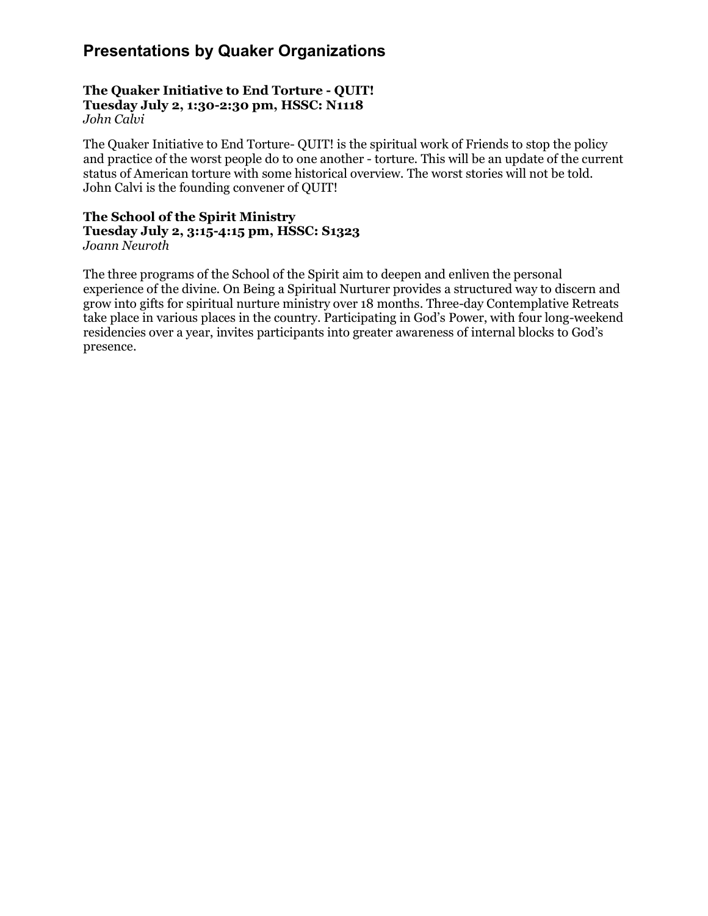## Presentations by Quaker Organizations

**The Quaker Initiative to End Torture - QUIT!**
**Tuesday July 2, 1:30-2:30 pm, HSSC: N1118**
*John Calvi*

The Quaker Initiative to End Torture- QUIT! is the spiritual work of Friends to stop the policy and practice of the worst people do to one another - torture. This will be an update of the current status of American torture with some historical overview. The worst stories will not be told. John Calvi is the founding convener of QUIT!

**The School of the Spirit Ministry**
**Tuesday July 2, 3:15-4:15 pm, HSSC: S1323**
*Joann Neuroth*

The three programs of the School of the Spirit aim to deepen and enliven the personal experience of the divine. On Being a Spiritual Nurturer provides a structured way to discern and grow into gifts for spiritual nurture ministry over 18 months. Three-day Contemplative Retreats take place in various places in the country. Participating in God's Power, with four long-weekend residencies over a year, invites participants into greater awareness of internal blocks to God's presence.